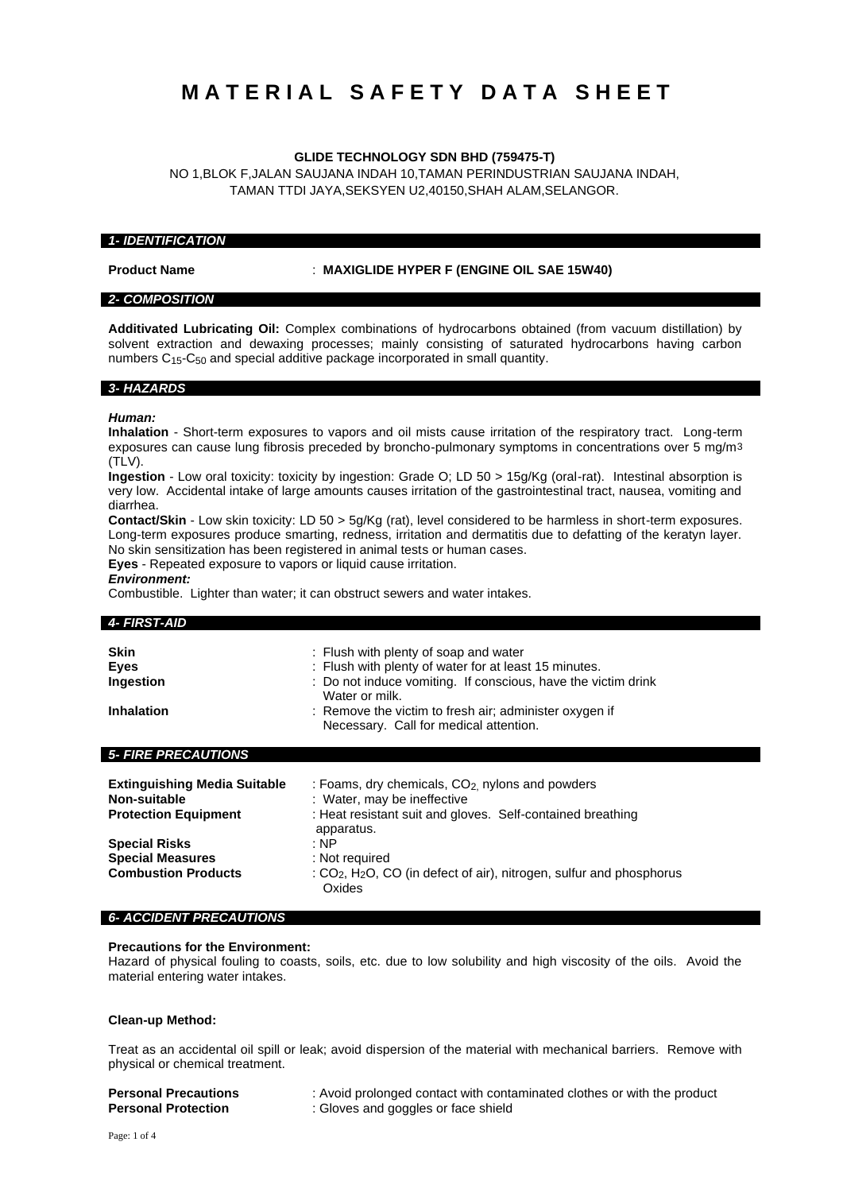# MATERIAL SAFETY DATA SHEET

**GLIDE TECHNOLOGY SDN BHD (759475-T)**

NO 1,BLOK F,JALAN SAUJANA INDAH 10,TAMAN PERINDUSTRIAN SAUJANA INDAH, TAMAN TTDI JAYA,SEKSYEN U2,40150,SHAH ALAM,SELANGOR.

## *1- IDENTIFICATION*

**Product Name** : **MAXIGLIDE HYPER F (ENGINE OIL SAE 15W40)**

## *2- COMPOSITION*

**Additivated Lubricating Oil:** Complex combinations of hydrocarbons obtained (from vacuum distillation) by solvent extraction and dewaxing processes; mainly consisting of saturated hydrocarbons having carbon numbers $C_{15}$-$C_{50}$ and special additive package incorporated in small quantity.

## *3- HAZARDS*

***Human:***

**Inhalation** - Short-term exposures to vapors and oil mists cause irritation of the respiratory tract. Long-term exposures can cause lung fibrosis preceded by broncho-pulmonary symptoms in concentrations over 5 mg/m3 (TLV).

**Ingestion** - Low oral toxicity: toxicity by ingestion: Grade O; LD 50 > 15g/Kg (oral-rat). Intestinal absorption is very low. Accidental intake of large amounts causes irritation of the gastrointestinal tract, nausea, vomiting and diarrhea.

**Contact/Skin** - Low skin toxicity: LD 50 > 5g/Kg (rat), level considered to be harmless in short-term exposures. Long-term exposures produce smarting, redness, irritation and dermatitis due to defatting of the keratyn layer. No skin sensitization has been registered in animal tests or human cases.

**Eyes** - Repeated exposure to vapors or liquid cause irritation.

***Environment:***

Combustible. Lighter than water; it can obstruct sewers and water intakes.

## *4- FIRST-AID*

| | |
|---|---|
| **Skin** | : Flush with plenty of soap and water |
| **Eyes** | : Flush with plenty of water for at least 15 minutes. |
| **Ingestion** | : Do not induce vomiting. If conscious, have the victim drink Water or milk. |
| **Inhalation** | : Remove the victim to fresh air; administer oxygen if Necessary. Call for medical attention. |

## *5- FIRE PRECAUTIONS*

| | |
|---|---|
| **Extinguishing Media Suitable** | : Foams, dry chemicals, $CO_2$, nylons and powders |
| **Non-suitable** | : Water, may be ineffective |
| **Protection Equipment** | : Heat resistant suit and gloves. Self-contained breathing apparatus. |
| **Special Risks** | : NP |
| **Special Measures** | : Not required |
| **Combustion Products** | : $CO_2$, $H_2O$, CO (in defect of air), nitrogen, sulfur and phosphorus Oxides |

## *6- ACCIDENT PRECAUTIONS*

**Precautions for the Environment:**

Hazard of physical fouling to coasts, soils, etc. due to low solubility and high viscosity of the oils. Avoid the material entering water intakes.

**Clean-up Method:**

Treat as an accidental oil spill or leak; avoid dispersion of the material with mechanical barriers. Remove with physical or chemical treatment.

| | |
|---|---|
| **Personal Precautions** | : Avoid prolonged contact with contaminated clothes or with the product |
| **Personal Protection** | : Gloves and goggles or face shield |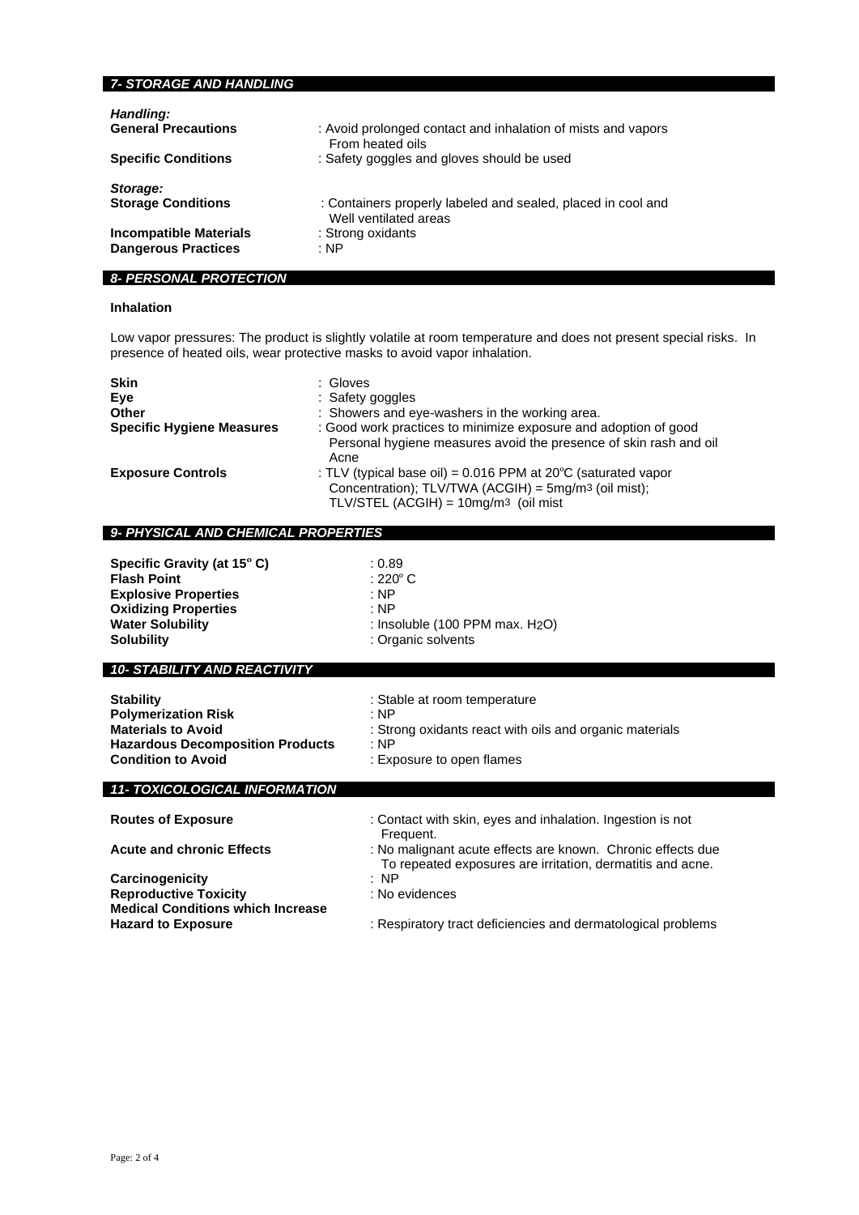## *7- STORAGE AND HANDLING*

***Handling:***

| | |
|---|---|
| **General Precautions** | : Avoid prolonged contact and inhalation of mists and vapors From heated oils |
| **Specific Conditions** | : Safety goggles and gloves should be used |

***Storage:***

| | |
|---|---|
| **Storage Conditions** | : Containers properly labeled and sealed, placed in cool and Well ventilated areas |
| **Incompatible Materials** | : Strong oxidants |
| **Dangerous Practices** | : NP |

## *8- PERSONAL PROTECTION*

**Inhalation**

Low vapor pressures: The product is slightly volatile at room temperature and does not present special risks. In presence of heated oils, wear protective masks to avoid vapor inhalation.

| | |
|---|---|
| **Skin** | : Gloves |
| **Eye** | : Safety goggles |
| **Other** | : Showers and eye-washers in the working area. |
| **Specific Hygiene Measures** | : Good work practices to minimize exposure and adoption of good Personal hygiene measures avoid the presence of skin rash and oil Acne |
| **Exposure Controls** | : TLV (typical base oil) = 0.016 PPM at 20ºC (saturated vapor Concentration); TLV/TWA (ACGIH) = 5mg/m$^3$ (oil mist); TLV/STEL (ACGIH) = 10mg/m$^3$ (oil mist |

## *9- PHYSICAL AND CHEMICAL PROPERTIES*

| | |
|---|---|
| **Specific Gravity (at 15º C)** | : 0.89 |
| **Flash Point** | : 220º C |
| **Explosive Properties** | : NP |
| **Oxidizing Properties** | : NP |
| **Water Solubility** | : Insoluble (100 PPM max. $H_2O$) |
| **Solubility** | : Organic solvents |

## *10- STABILITY AND REACTIVITY*

| | |
|---|---|
| **Stability** | : Stable at room temperature |
| **Polymerization Risk** | : NP |
| **Materials to Avoid** | : Strong oxidants react with oils and organic materials |
| **Hazardous Decomposition Products** | : NP |
| **Condition to Avoid** | : Exposure to open flames |

## *11- TOXICOLOGICAL INFORMATION*

| | |
|---|---|
| **Routes of Exposure** | : Contact with skin, eyes and inhalation. Ingestion is not Frequent. |
| **Acute and chronic Effects** | : No malignant acute effects are known. Chronic effects due To repeated exposures are irritation, dermatitis and acne. |
| **Carcinogenicity** | : NP |
| **Reproductive Toxicity** | : No evidences |
| **Medical Conditions which Increase Hazard to Exposure** | : Respiratory tract deficiencies and dermatological problems |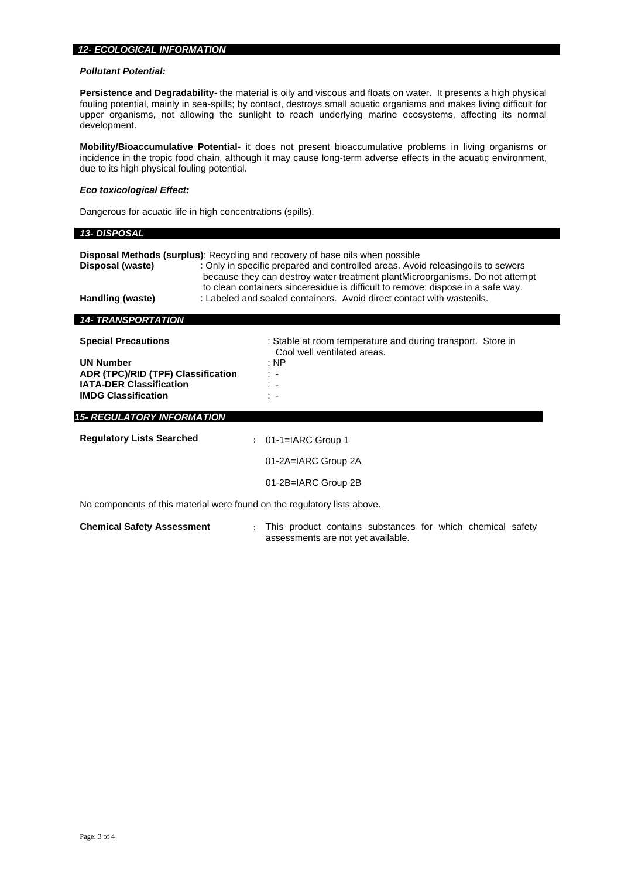## *12- ECOLOGICAL INFORMATION*

***Pollutant Potential:***

**Persistence and Degradability-** the material is oily and viscous and floats on water. It presents a high physical fouling potential, mainly in sea-spills; by contact, destroys small acuatic organisms and makes living difficult for upper organisms, not allowing the sunlight to reach underlying marine ecosystems, affecting its normal development.

**Mobility/Bioaccumulative Potential-** it does not present bioaccumulative problems in living organisms or incidence in the tropic food chain, although it may cause long-term adverse effects in the acuatic environment, due to its high physical fouling potential.

***Eco toxicological Effect:***

Dangerous for acuatic life in high concentrations (spills).

## *13- DISPOSAL*

**Disposal Methods (surplus)**: Recycling and recovery of base oils when possible

**Disposal (waste)** : Only in specific prepared and controlled areas. Avoid releasingoils to sewers because they can destroy water treatment plantMicroorganisms. Do not attempt to clean containers sinceresidue is difficult to remove; dispose in a safe way.

**Handling (waste)** : Labeled and sealed containers. Avoid direct contact with wasteoils.

## *14- TRANSPORTATION*

| | |
|---|---|
| **Special Precautions** | : Stable at room temperature and during transport. Store in Cool well ventilated areas. |
| **UN Number** | : NP |
| **ADR (TPC)/RID (TPF) Classification** | : - |
| **IATA-DER Classification** | : - |
| **IMDG Classification** | : - |

## *15- REGULATORY INFORMATION*

**Regulatory Lists Searched** : 01-1=IARC Group 1

01-2A=IARC Group 2A

01-2B=IARC Group 2B

No components of this material were found on the regulatory lists above.

**Chemical Safety Assessment** : This product contains substances for which chemical safety assessments are not yet available.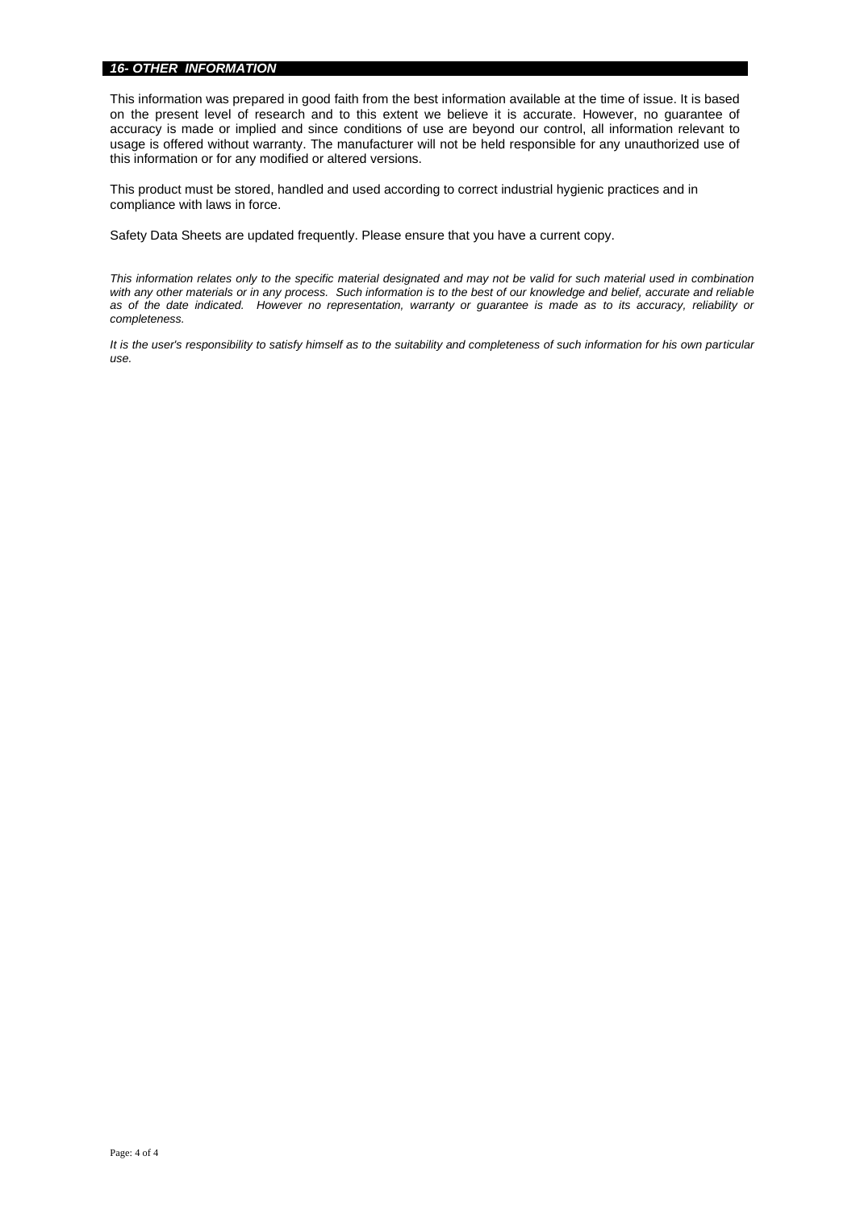## *16- OTHER INFORMATION*

This information was prepared in good faith from the best information available at the time of issue. It is based on the present level of research and to this extent we believe it is accurate. However, no guarantee of accuracy is made or implied and since conditions of use are beyond our control, all information relevant to usage is offered without warranty. The manufacturer will not be held responsible for any unauthorized use of this information or for any modified or altered versions.

This product must be stored, handled and used according to correct industrial hygienic practices and in compliance with laws in force.

Safety Data Sheets are updated frequently. Please ensure that you have a current copy.

*This information relates only to the specific material designated and may not be valid for such material used in combination with any other materials or in any process. Such information is to the best of our knowledge and belief, accurate and reliable as of the date indicated. However no representation, warranty or guarantee is made as to its accuracy, reliability or completeness.*

*It is the user's responsibility to satisfy himself as to the suitability and completeness of such information for his own particular use.*